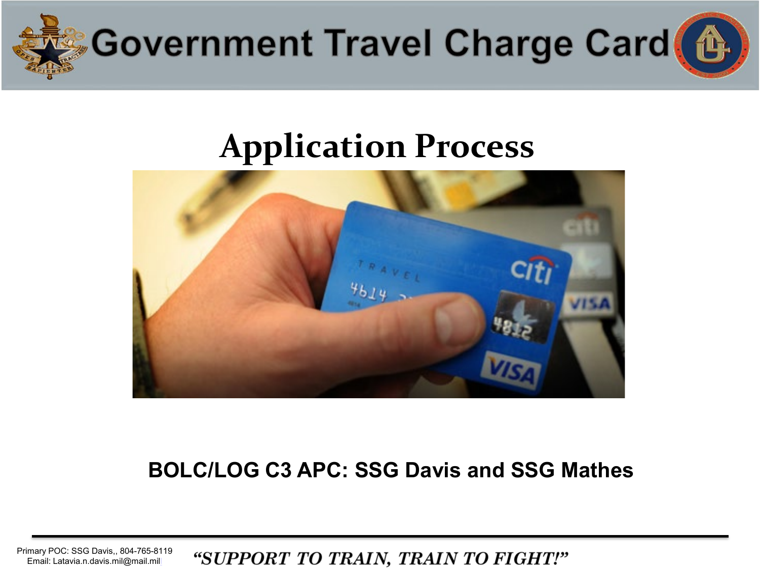# Government Travel Charge Card

## Application Process

**BOLC/LOG C3 APC: SSG Davis and SSG Mathes**

Primary POC: SSG Davis,, 804-765-8119
Email: Latavia.n.davis.mil@mail.mil

*"SUPPORT TO TRAIN, TRAIN TO FIGHT!"*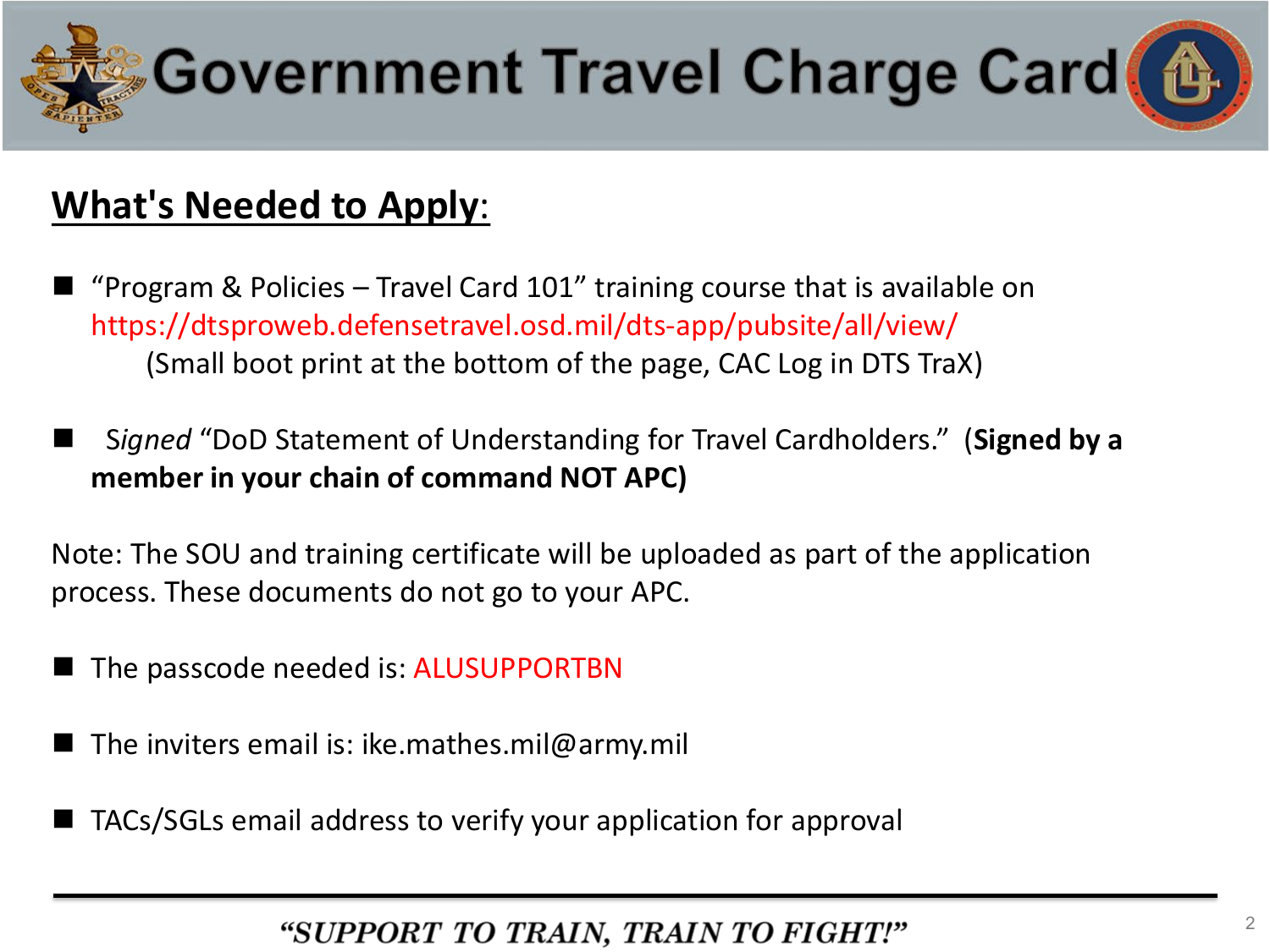# Government Travel Charge Card

## What's Needed to Apply:

- "Program & Policies – Travel Card 101" training course that is available on https://dtsproweb.defensetravel.osd.mil/dts-app/pubsite/all/view/
  (Small boot print at the bottom of the page, CAC Log in DTS TraX)

- *Signed* "DoD Statement of Understanding for Travel Cardholders." (**Signed by a member in your chain of command NOT APC)**

Note: The SOU and training certificate will be uploaded as part of the application process. These documents do not go to your APC.

- The passcode needed is: ALUSUPPORTBN

- The inviters email is: ike.mathes.mil@army.mil

- TACs/SGLs email address to verify your application for approval

***"SUPPORT TO TRAIN, TRAIN TO FIGHT!"***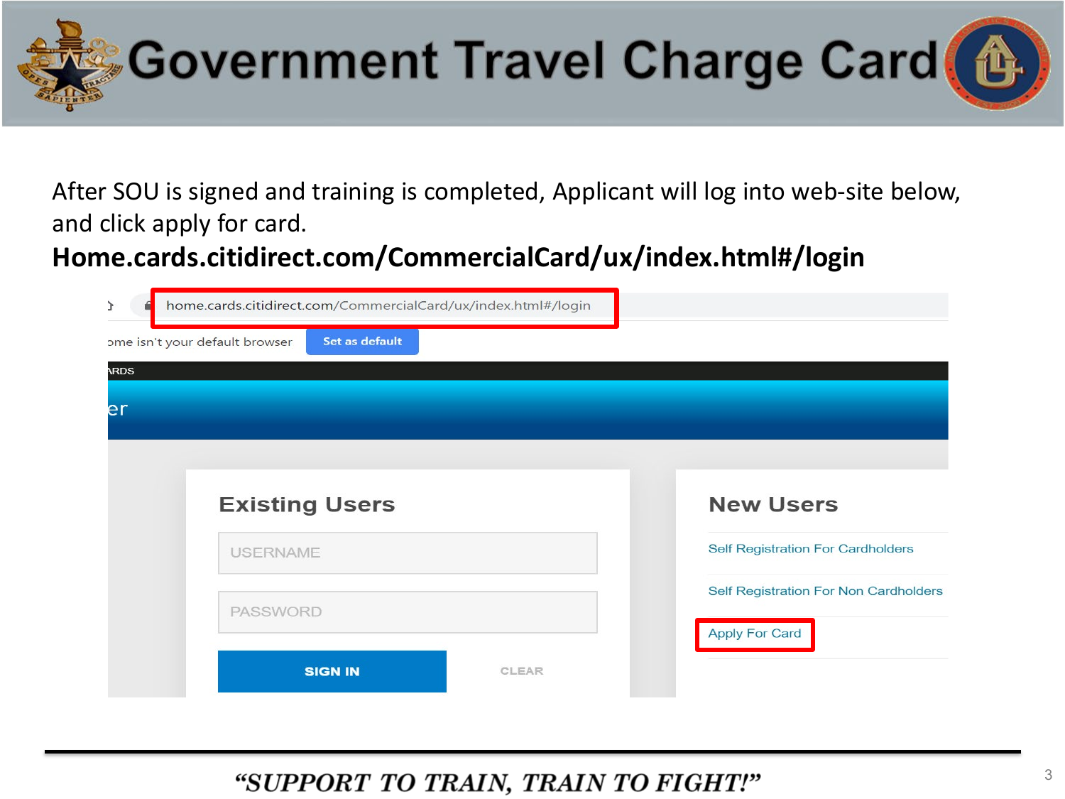# Government Travel Charge Card

After SOU is signed and training is completed, Applicant will log into web-site below, and click apply for card.

**Home.cards.citidirect.com/CommercialCard/ux/index.html#/login**

home.cards.citidirect.com/CommercialCard/ux/index.html#/login

ome isn't your default browser Set as default

RDS

er

## Existing Users

USERNAME

PASSWORD

SIGN IN CLEAR

## New Users

Self Registration For Cardholders

Self Registration For Non Cardholders

Apply For Card

***"SUPPORT TO TRAIN, TRAIN TO FIGHT!"***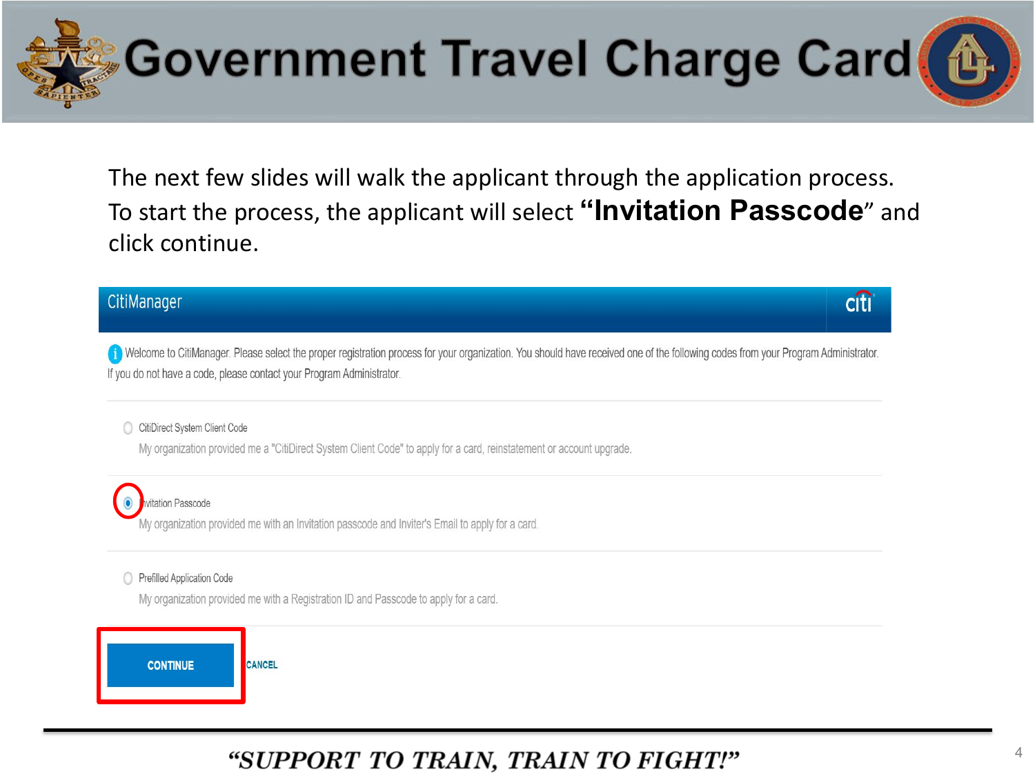# Government Travel Charge Card

The next few slides will walk the applicant through the application process. To start the process, the applicant will select **"Invitation Passcode"** and click continue.

CitiManager

Welcome to CitiManager. Please select the proper registration process for your organization. You should have received one of the following codes from your Program Administrator. If you do not have a code, please contact your Program Administrator.

- CitiDirect System Client Code
  My organization provided me a "CitiDirect System Client Code" to apply for a card, reinstatement or account upgrade.
- Invitation Passcode
  My organization provided me with an Invitation passcode and Inviter's Email to apply for a card.
- Prefilled Application Code
  My organization provided me with a Registration ID and Passcode to apply for a card.

CONTINUE CANCEL

*"SUPPORT TO TRAIN, TRAIN TO FIGHT!"*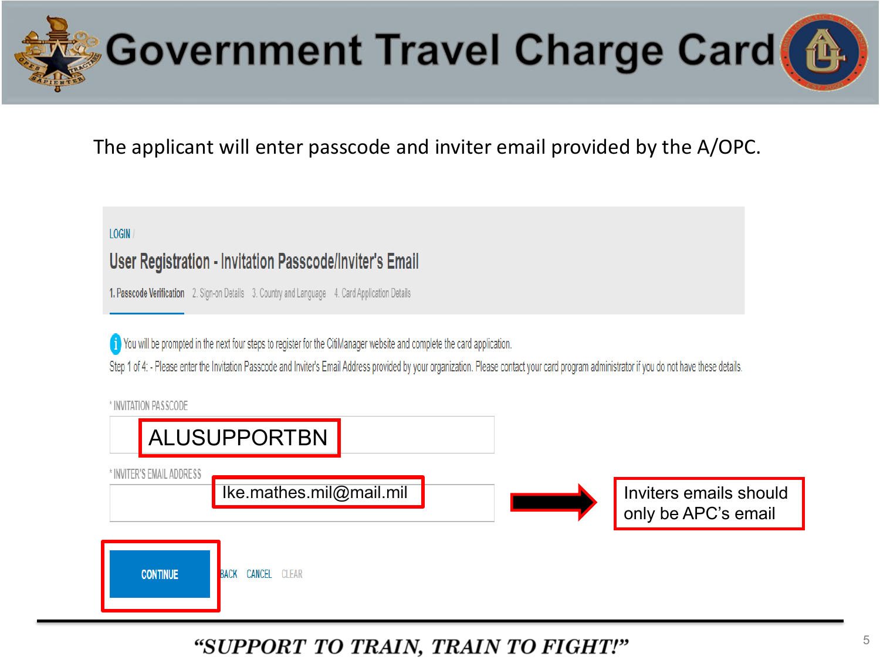# Government Travel Charge Card

The applicant will enter passcode and inviter email provided by the A/OPC.

LOGIN /

## User Registration - Invitation Passcode/Inviter's Email

1. Passcode Verification 2. Sign-on Details 3. Country and Language 4. Card Application Details

You will be prompted in the next four steps to register for the CitiManager website and complete the card application.

Step 1 of 4: - Please enter the Invitation Passcode and Inviter's Email Address provided by your organization. Please contact your card program administrator if you do not have these details.

\* INVITATION PASSCODE

ALUSUPPORTBN

\* INVITER'S EMAIL ADDRESS

Ike.mathes.mil@mail.mil

Inviters emails should only be APC's email

CONTINUE BACK CANCEL CLEAR

***"SUPPORT TO TRAIN, TRAIN TO FIGHT!"***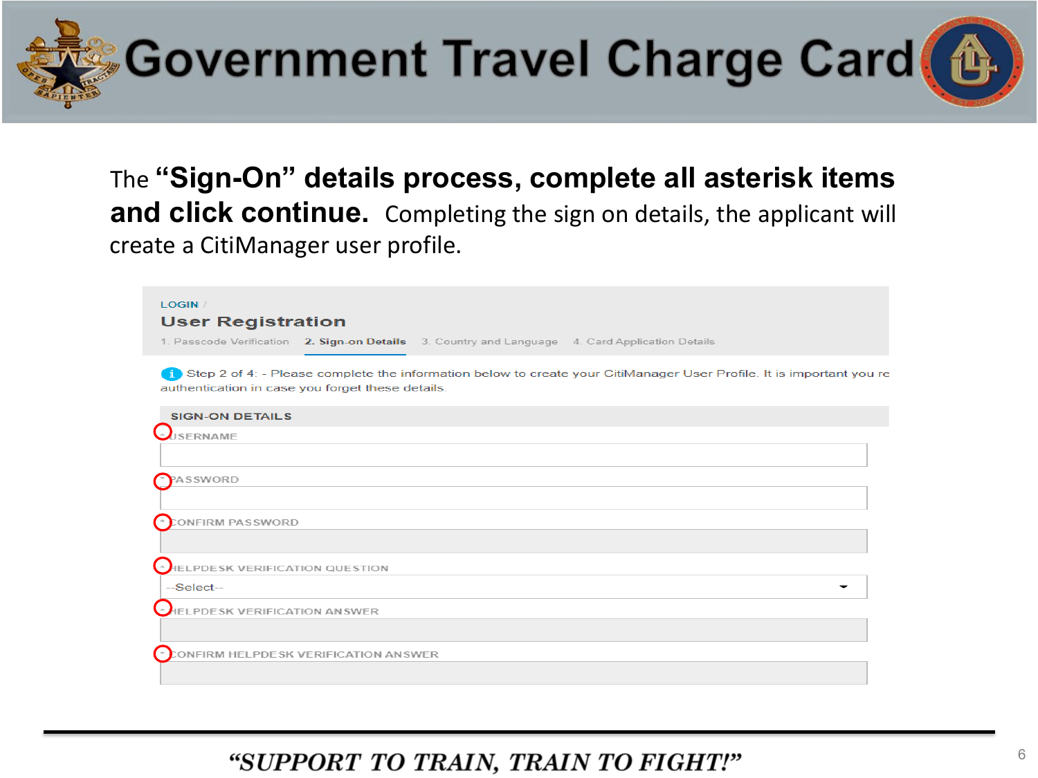# Government Travel Charge Card

The **"Sign-On" details process, complete all asterisk items and click continue.** Completing the sign on details, the applicant will create a CitiManager user profile.

LOGIN /

## User Registration

1. Passcode Verification 2. **Sign-on Details** 3. Country and Language 4. Card Application Details

Step 2 of 4: - Please complete the information below to create your CitiManager User Profile. It is important you re authentication in case you forget these details.

**SIGN-ON DETAILS**

* USERNAME
* PASSWORD
* CONFIRM PASSWORD
* HELPDESK VERIFICATION QUESTION
  --Select--
* HELPDESK VERIFICATION ANSWER
* CONFIRM HELPDESK VERIFICATION ANSWER

***"SUPPORT TO TRAIN, TRAIN TO FIGHT!"***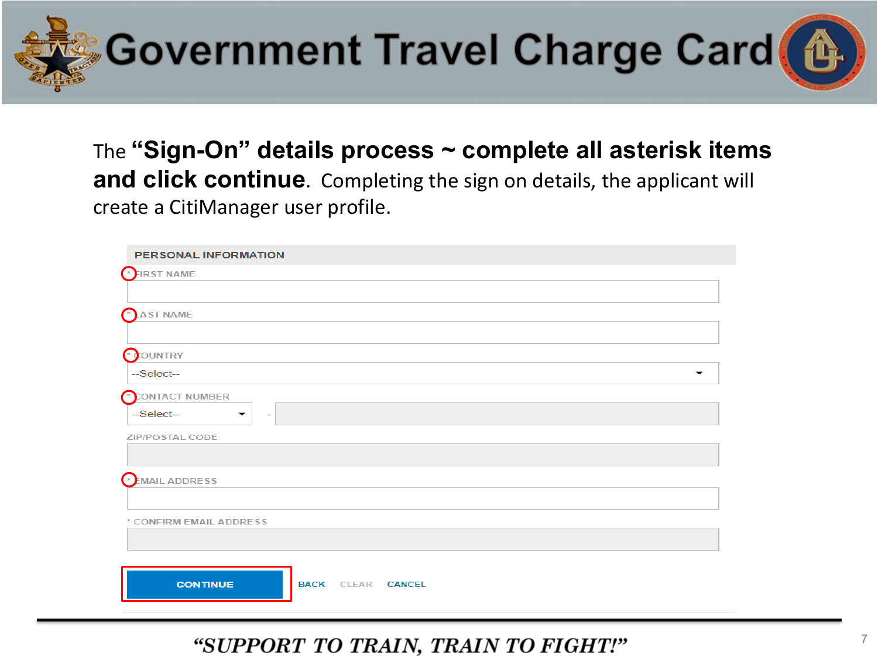# Government Travel Charge Card

The **"Sign-On" details process ~ complete all asterisk items and click continue**. Completing the sign on details, the applicant will create a CitiManager user profile.

**PERSONAL INFORMATION**

* FIRST NAME

* LAST NAME

* COUNTRY
--Select--

* CONTACT NUMBER
--Select-- -

ZIP/POSTAL CODE

* EMAIL ADDRESS

* CONFIRM EMAIL ADDRESS

CONTINUE | BACK | CLEAR | CANCEL

*"SUPPORT TO TRAIN, TRAIN TO FIGHT!"*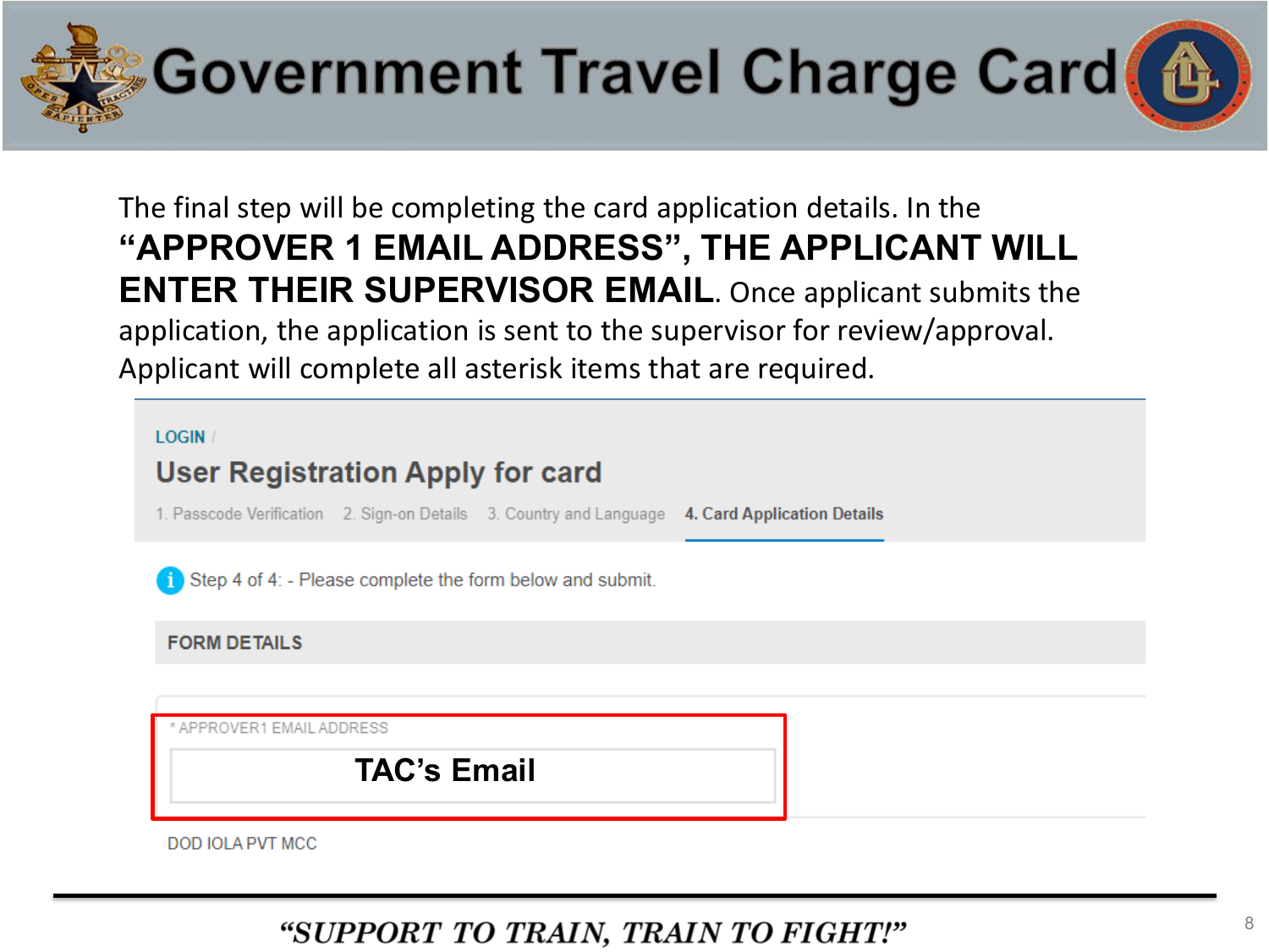# Government Travel Charge Card

The final step will be completing the card application details. In the **"APPROVER 1 EMAIL ADDRESS", THE APPLICANT WILL ENTER THEIR SUPERVISOR EMAIL**. Once applicant submits the application, the application is sent to the supervisor for review/approval. Applicant will complete all asterisk items that are required.

LOGIN /

## User Registration Apply for card

1. Passcode Verification 2. Sign-on Details 3. Country and Language **4. Card Application Details**

Step 4 of 4: - Please complete the form below and submit.

**FORM DETAILS**

* APPROVER1 EMAIL ADDRESS

**TAC's Email**

DOD IOLA PVT MCC

***"SUPPORT TO TRAIN, TRAIN TO FIGHT!"***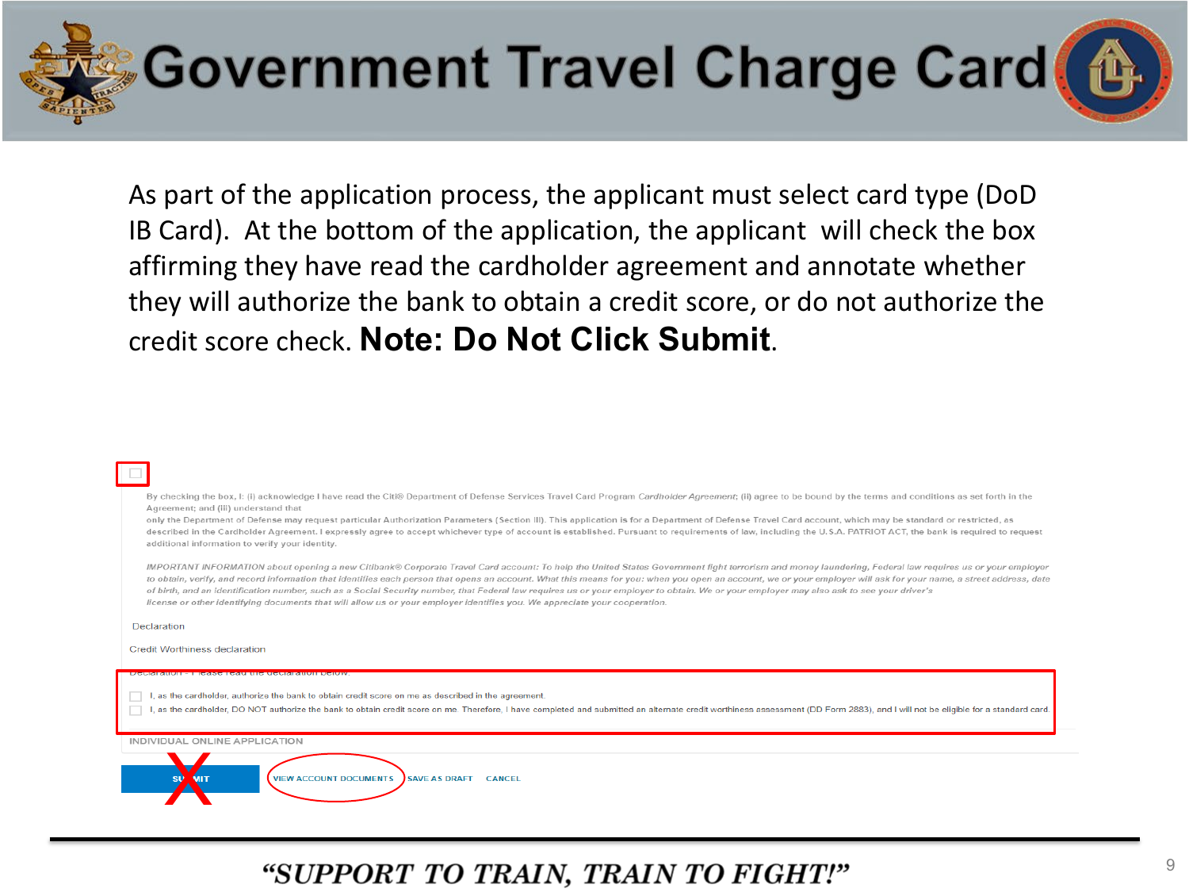# Government Travel Charge Card

As part of the application process, the applicant must select card type (DoD IB Card). At the bottom of the application, the applicant will check the box affirming they have read the cardholder agreement and annotate whether they will authorize the bank to obtain a credit score, or do not authorize the credit score check. **Note: Do Not Click Submit**.

☐

By checking the box, I: (i) acknowledge I have read the Citi® Department of Defense Services Travel Card Program *Cardholder Agreement*; (ii) agree to be bound by the terms and conditions as set forth in the Agreement; and (iii) understand that only the Department of Defense may request particular Authorization Parameters (Section III). This application is for a Department of Defense Travel Card account, which may be standard or restricted, as described in the Cardholder Agreement. I expressly agree to accept whichever type of account is established. Pursuant to requirements of law, including the U.S.A. PATRIOT ACT, the bank is required to request additional information to verify your identity.

*IMPORTANT INFORMATION about opening a new Citibank® Corporate Travel Card account: To help the United States Government fight terrorism and money laundering, Federal law requires us or your employer to obtain, verify, and record information that identifies each person that opens an account. What this means for you: when you open an account, we or your employer will ask for your name, a street address, date of birth, and an identification number, such as a Social Security number, that Federal law requires us or your employer to obtain. We or your employer may also ask to see your driver's license or other identifying documents that will allow us or your employer identifies you. We appreciate your cooperation.*

Declaration

Credit Worthiness declaration

Declaration - Please read the declaration below

- ☐ I, as the cardholder, authorize the bank to obtain credit score on me as described in the agreement.
- ☐ I, as the cardholder, DO NOT authorize the bank to obtain credit score on me. Therefore, I have completed and submitted an alternate credit worthiness assessment (DD Form 2883), and I will not be eligible for a standard card.

INDIVIDUAL ONLINE APPLICATION

SUBMIT | VIEW ACCOUNT DOCUMENTS | SAVE AS DRAFT | CANCEL

*"SUPPORT TO TRAIN, TRAIN TO FIGHT!"*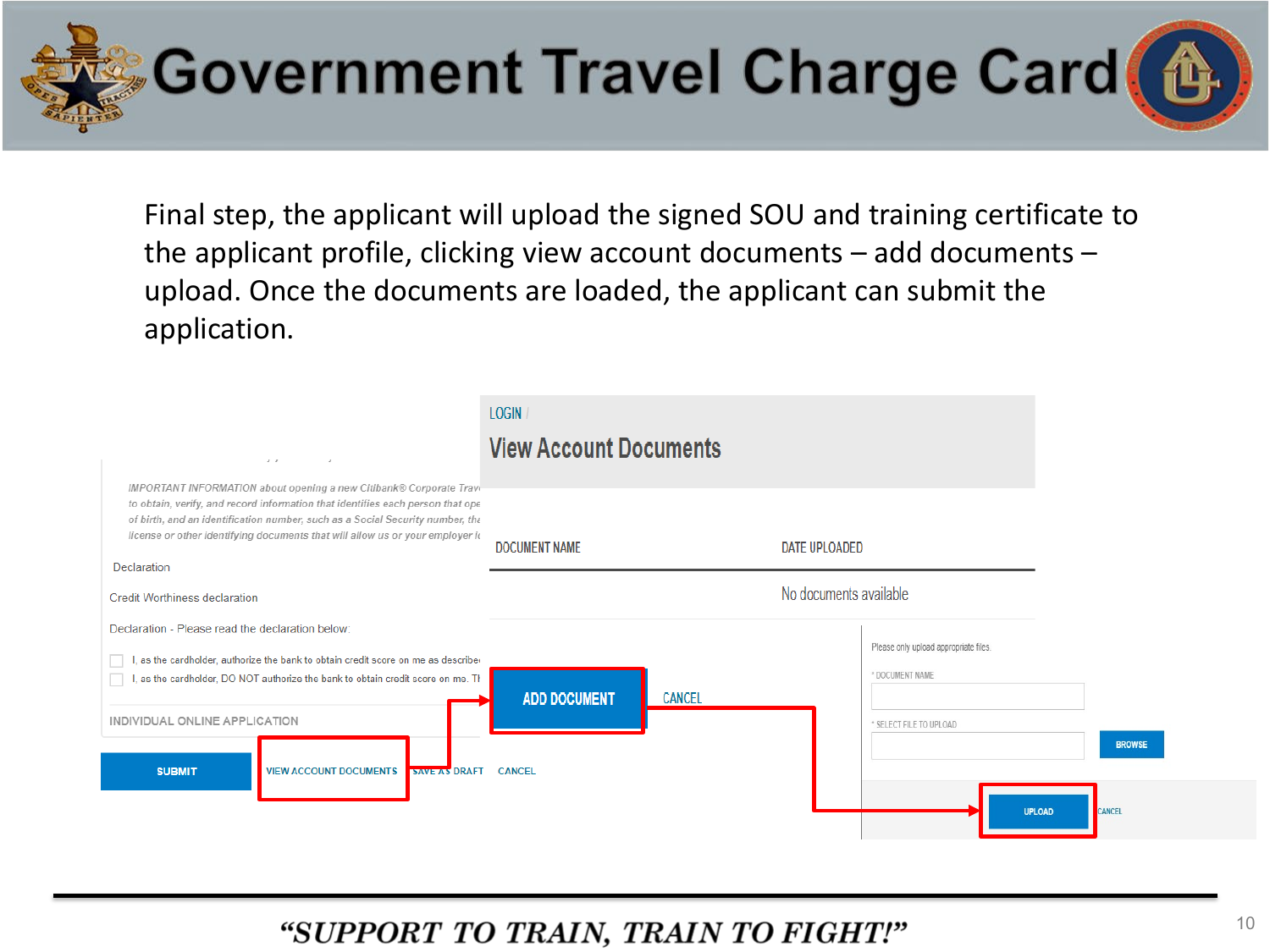# Government Travel Charge Card

Final step, the applicant will upload the signed SOU and training certificate to the applicant profile, clicking view account documents – add documents – upload. Once the documents are loaded, the applicant can submit the application.

LOGIN /

View Account Documents

| DOCUMENT NAME | DATE UPLOADED |
|---|---|
| | No documents available |

ADD DOCUMENT CANCEL

IMPORTANT INFORMATION about opening a new Citibank® Corporate Trav... to obtain, verify, and record information that identifies each person that ope... of birth, and an identification number, such as a Social Security number, the... license or other identifying documents that will allow us or your employer t...

Declaration

Credit Worthiness declaration

Declaration - Please read the declaration below:

- I, as the cardholder, authorize the bank to obtain credit score on me as describe...
- I, as the cardholder, DO NOT authorize the bank to obtain credit score on me. Th...

INDIVIDUAL ONLINE APPLICATION

SUBMIT VIEW ACCOUNT DOCUMENTS SAVE AS DRAFT CANCEL

Please only upload appropriate files.

\* DOCUMENT NAME

\* SELECT FILE TO UPLOAD

BROWSE

UPLOAD CANCEL

*"SUPPORT TO TRAIN, TRAIN TO FIGHT!"*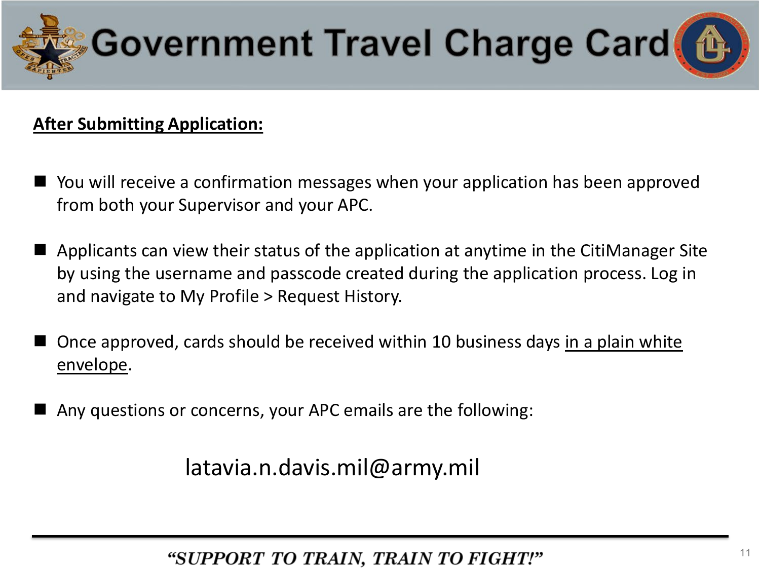# Government Travel Charge Card

**After Submitting Application:**

- You will receive a confirmation messages when your application has been approved from both your Supervisor and your APC.
- Applicants can view their status of the application at anytime in the CitiManager Site by using the username and passcode created during the application process. Log in and navigate to My Profile > Request History.
- Once approved, cards should be received within 10 business days in a plain white envelope.
- Any questions or concerns, your APC emails are the following:

latavia.n.davis.mil@army.mil

*"SUPPORT TO TRAIN, TRAIN TO FIGHT!"*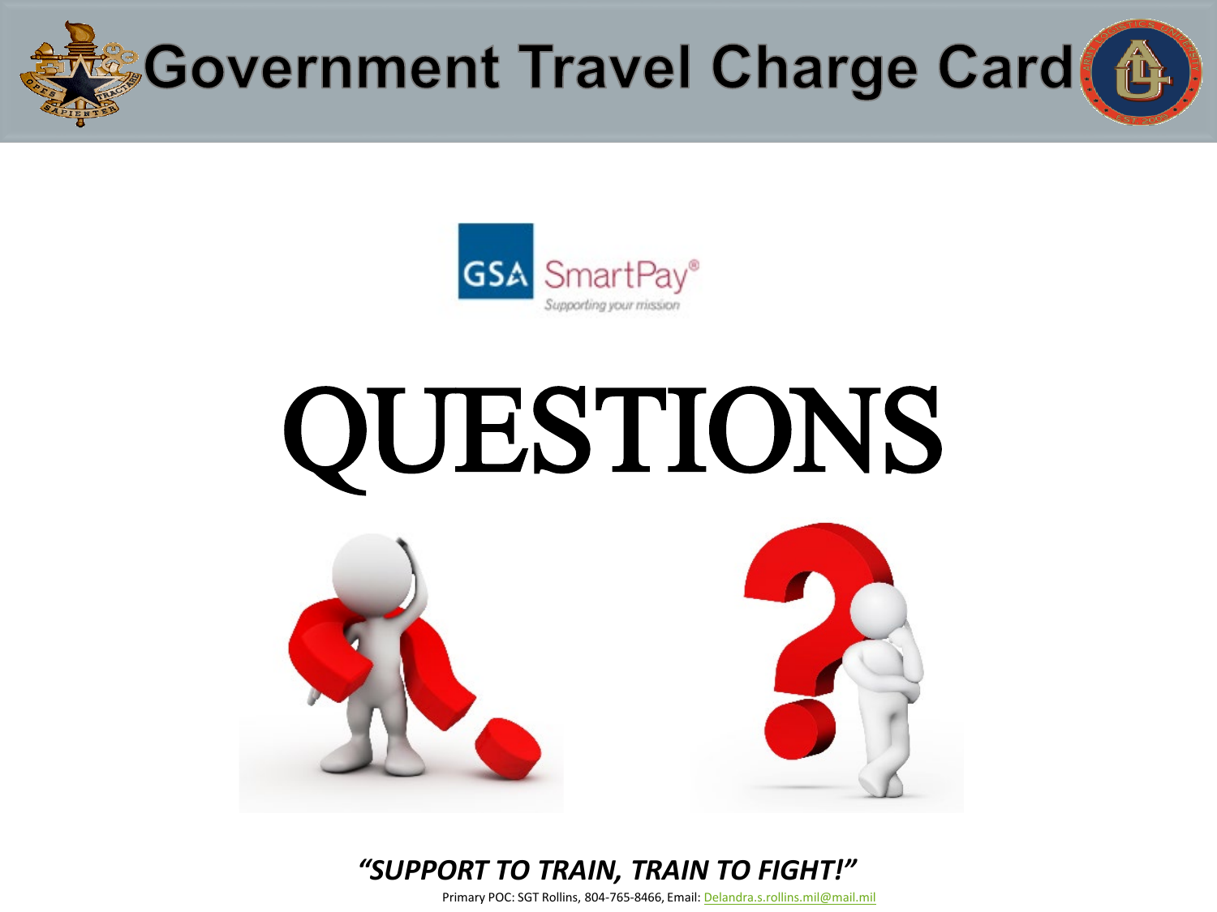# QUESTIONS

***"SUPPORT TO TRAIN, TRAIN TO FIGHT!"***

Primary POC: SGT Rollins, 804-765-8466, Email: Delandra.s.rollins.mil@mail.mil